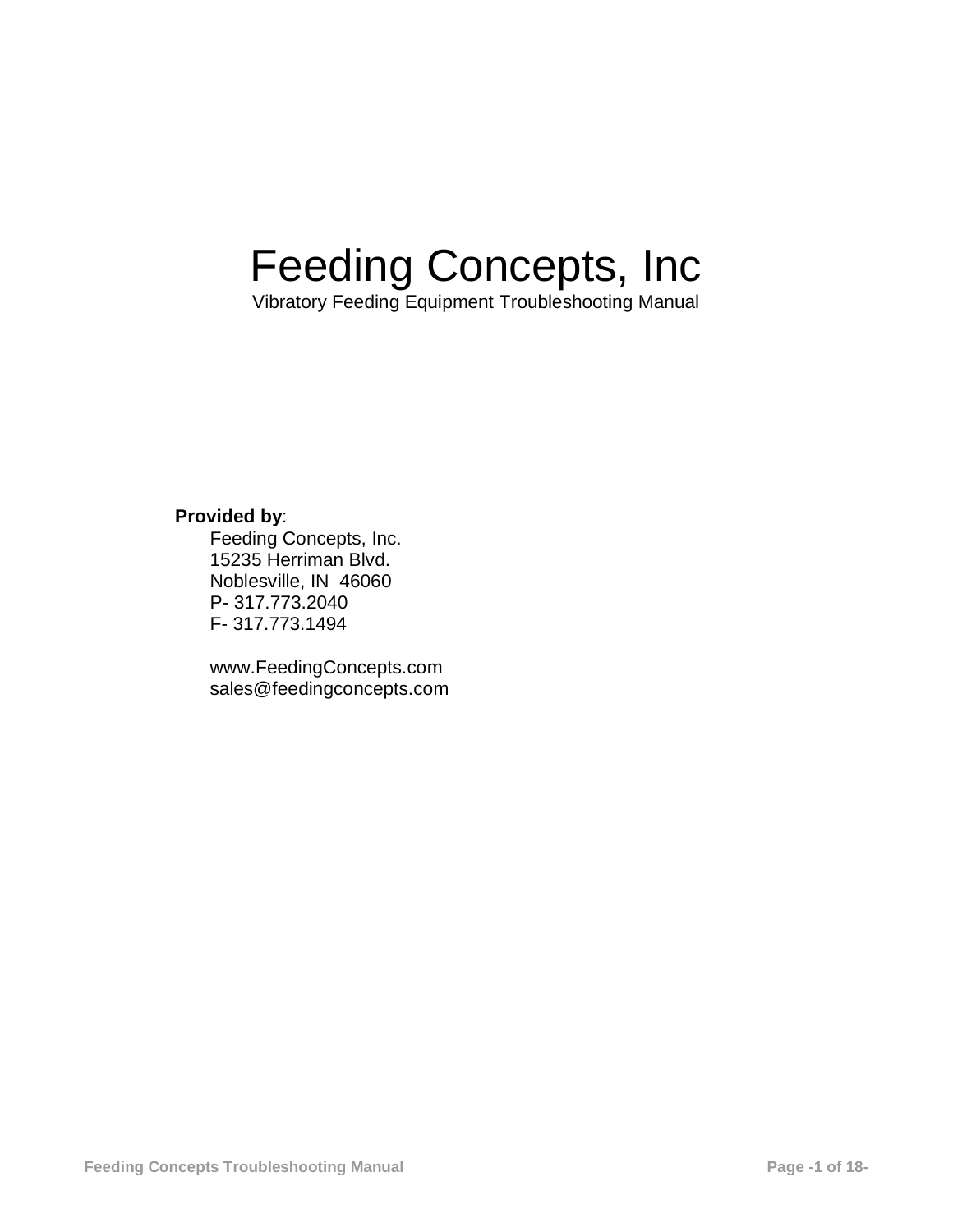# Feeding Concepts, Inc

Vibratory Feeding Equipment Troubleshooting Manual

**Provided by**:

Feeding Concepts, Inc.
15235 Herriman Blvd.
Noblesville, IN  46060
P- 317.773.2040
F- 317.773.1494

www.FeedingConcepts.com
sales@feedingconcepts.com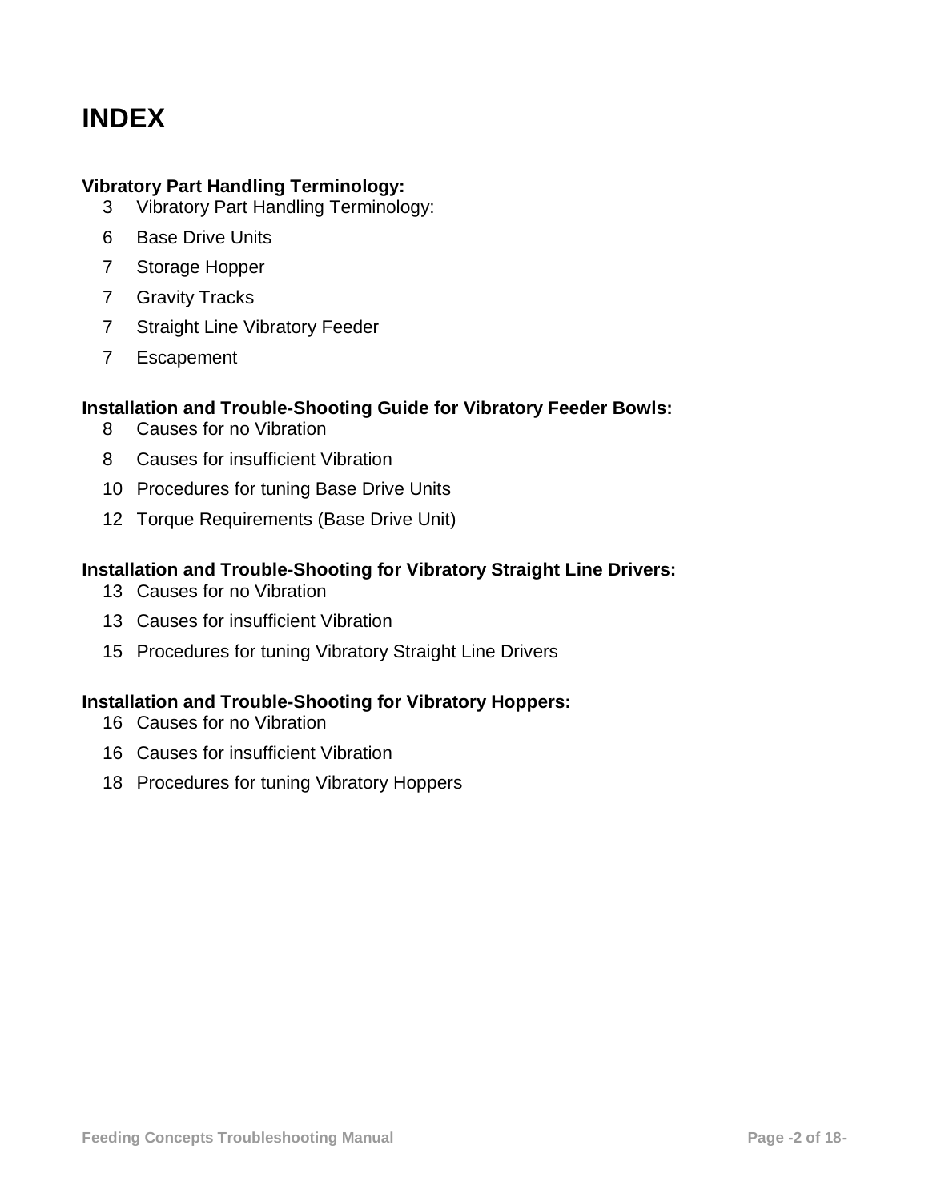# INDEX

**Vibratory Part Handling Terminology:**

3 Vibratory Part Handling Terminology:

6 Base Drive Units

7 Storage Hopper

7 Gravity Tracks

7 Straight Line Vibratory Feeder

7 Escapement

**Installation and Trouble-Shooting Guide for Vibratory Feeder Bowls:**

8 Causes for no Vibration

8 Causes for insufficient Vibration

10 Procedures for tuning Base Drive Units

12 Torque Requirements (Base Drive Unit)

**Installation and Trouble-Shooting for Vibratory Straight Line Drivers:**

13 Causes for no Vibration

13 Causes for insufficient Vibration

15 Procedures for tuning Vibratory Straight Line Drivers

**Installation and Trouble-Shooting for Vibratory Hoppers:**

16 Causes for no Vibration

16 Causes for insufficient Vibration

18 Procedures for tuning Vibratory Hoppers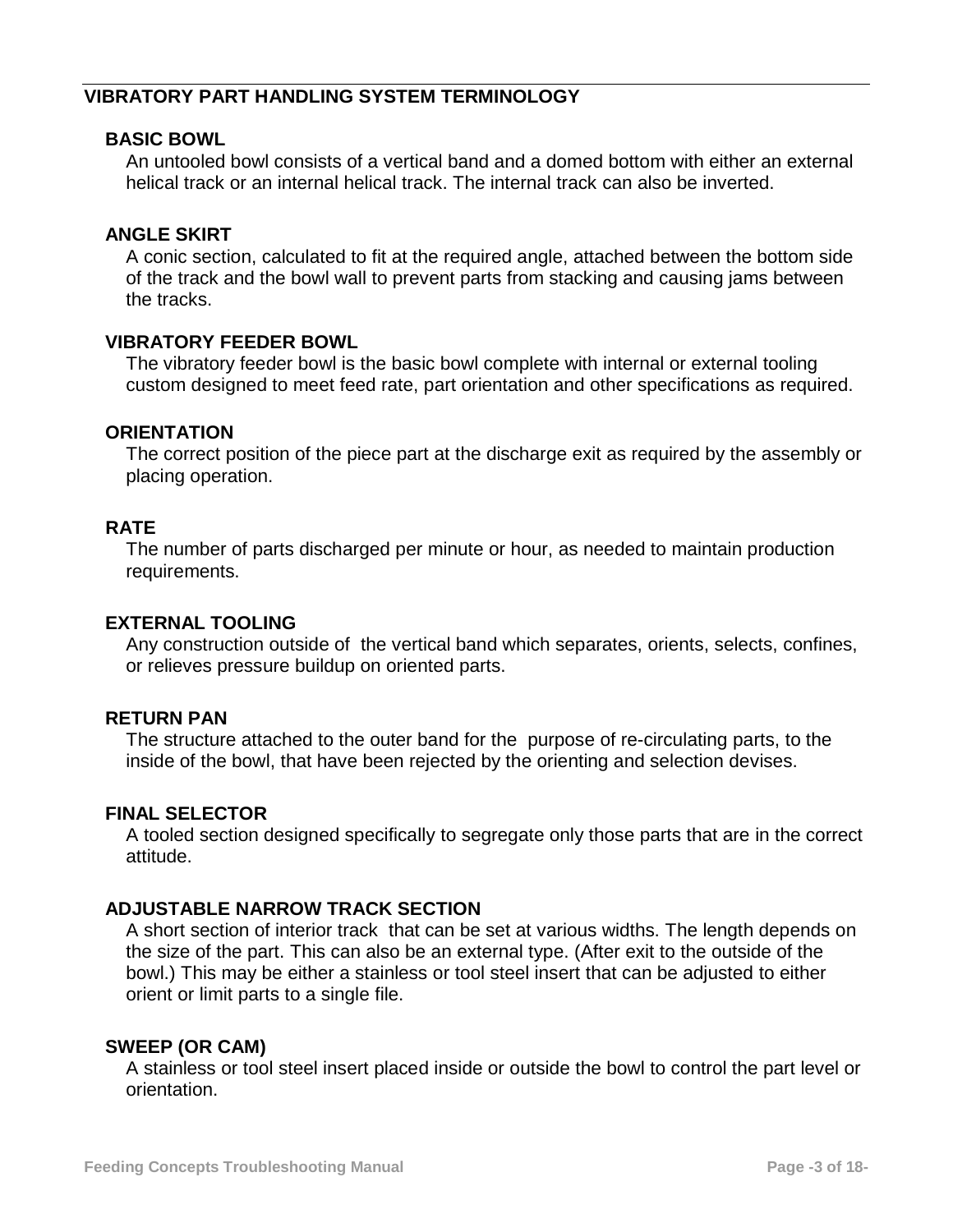## VIBRATORY PART HANDLING SYSTEM TERMINOLOGY

### BASIC BOWL

An untooled bowl consists of a vertical band and a domed bottom with either an external helical track or an internal helical track. The internal track can also be inverted.

### ANGLE SKIRT

A conic section, calculated to fit at the required angle, attached between the bottom side of the track and the bowl wall to prevent parts from stacking and causing jams between the tracks.

### VIBRATORY FEEDER BOWL

The vibratory feeder bowl is the basic bowl complete with internal or external tooling custom designed to meet feed rate, part orientation and other specifications as required.

### ORIENTATION

The correct position of the piece part at the discharge exit as required by the assembly or placing operation.

### RATE

The number of parts discharged per minute or hour, as needed to maintain production requirements.

### EXTERNAL TOOLING

Any construction outside of the vertical band which separates, orients, selects, confines, or relieves pressure buildup on oriented parts.

### RETURN PAN

The structure attached to the outer band for the purpose of re-circulating parts, to the inside of the bowl, that have been rejected by the orienting and selection devises.

### FINAL SELECTOR

A tooled section designed specifically to segregate only those parts that are in the correct attitude.

### ADJUSTABLE NARROW TRACK SECTION

A short section of interior track that can be set at various widths. The length depends on the size of the part. This can also be an external type. (After exit to the outside of the bowl.) This may be either a stainless or tool steel insert that can be adjusted to either orient or limit parts to a single file.

### SWEEP (OR CAM)

A stainless or tool steel insert placed inside or outside the bowl to control the part level or orientation.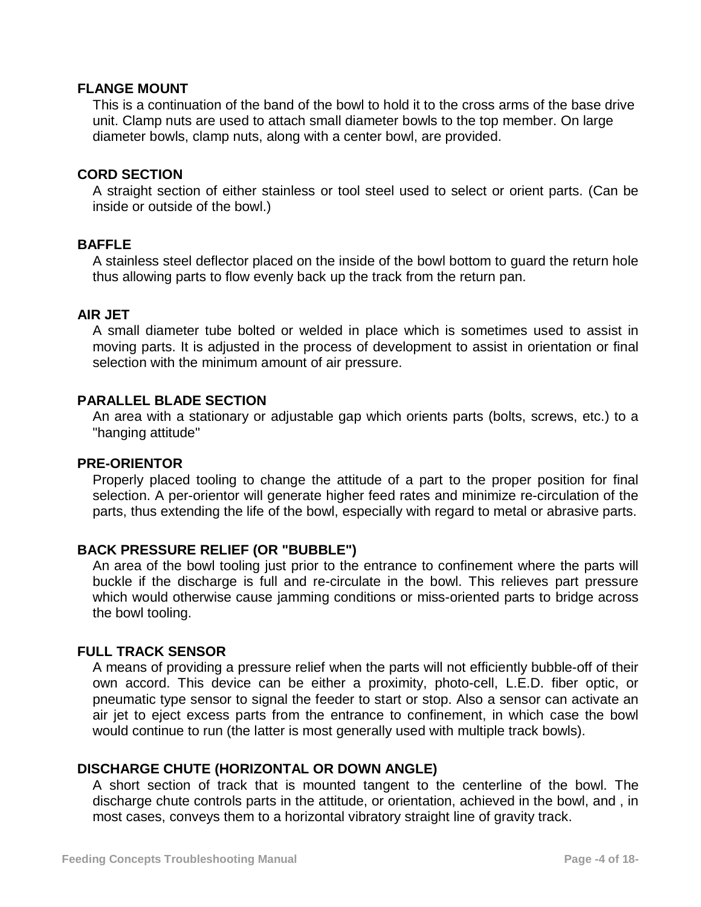### FLANGE MOUNT

This is a continuation of the band of the bowl to hold it to the cross arms of the base drive unit. Clamp nuts are used to attach small diameter bowls to the top member. On large diameter bowls, clamp nuts, along with a center bowl, are provided.

### CORD SECTION

A straight section of either stainless or tool steel used to select or orient parts. (Can be inside or outside of the bowl.)

### BAFFLE

A stainless steel deflector placed on the inside of the bowl bottom to guard the return hole thus allowing parts to flow evenly back up the track from the return pan.

### AIR JET

A small diameter tube bolted or welded in place which is sometimes used to assist in moving parts. It is adjusted in the process of development to assist in orientation or final selection with the minimum amount of air pressure.

### PARALLEL BLADE SECTION

An area with a stationary or adjustable gap which orients parts (bolts, screws, etc.) to a "hanging attitude"

### PRE-ORIENTOR

Properly placed tooling to change the attitude of a part to the proper position for final selection. A per-orientor will generate higher feed rates and minimize re-circulation of the parts, thus extending the life of the bowl, especially with regard to metal or abrasive parts.

### BACK PRESSURE RELIEF (OR "BUBBLE")

An area of the bowl tooling just prior to the entrance to confinement where the parts will buckle if the discharge is full and re-circulate in the bowl. This relieves part pressure which would otherwise cause jamming conditions or miss-oriented parts to bridge across the bowl tooling.

### FULL TRACK SENSOR

A means of providing a pressure relief when the parts will not efficiently bubble-off of their own accord. This device can be either a proximity, photo-cell, L.E.D. fiber optic, or pneumatic type sensor to signal the feeder to start or stop. Also a sensor can activate an air jet to eject excess parts from the entrance to confinement, in which case the bowl would continue to run (the latter is most generally used with multiple track bowls).

### DISCHARGE CHUTE (HORIZONTAL OR DOWN ANGLE)

A short section of track that is mounted tangent to the centerline of the bowl. The discharge chute controls parts in the attitude, or orientation, achieved in the bowl, and , in most cases, conveys them to a horizontal vibratory straight line of gravity track.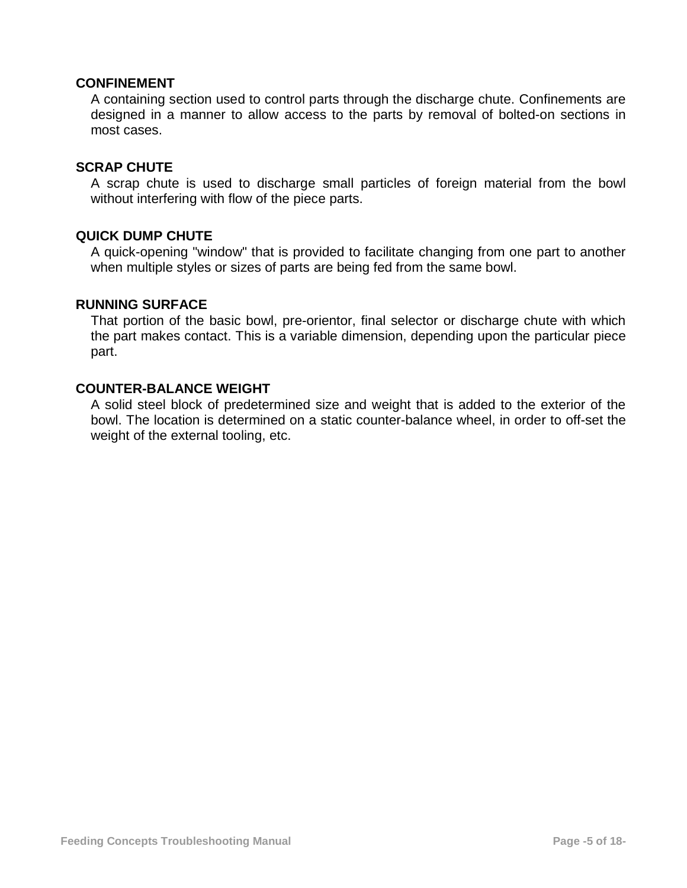**CONFINEMENT**

A containing section used to control parts through the discharge chute. Confinements are designed in a manner to allow access to the parts by removal of bolted-on sections in most cases.

**SCRAP CHUTE**

A scrap chute is used to discharge small particles of foreign material from the bowl without interfering with flow of the piece parts.

**QUICK DUMP CHUTE**

A quick-opening "window" that is provided to facilitate changing from one part to another when multiple styles or sizes of parts are being fed from the same bowl.

**RUNNING SURFACE**

That portion of the basic bowl, pre-orientor, final selector or discharge chute with which the part makes contact. This is a variable dimension, depending upon the particular piece part.

**COUNTER-BALANCE WEIGHT**

A solid steel block of predetermined size and weight that is added to the exterior of the bowl. The location is determined on a static counter-balance wheel, in order to off-set the weight of the external tooling, etc.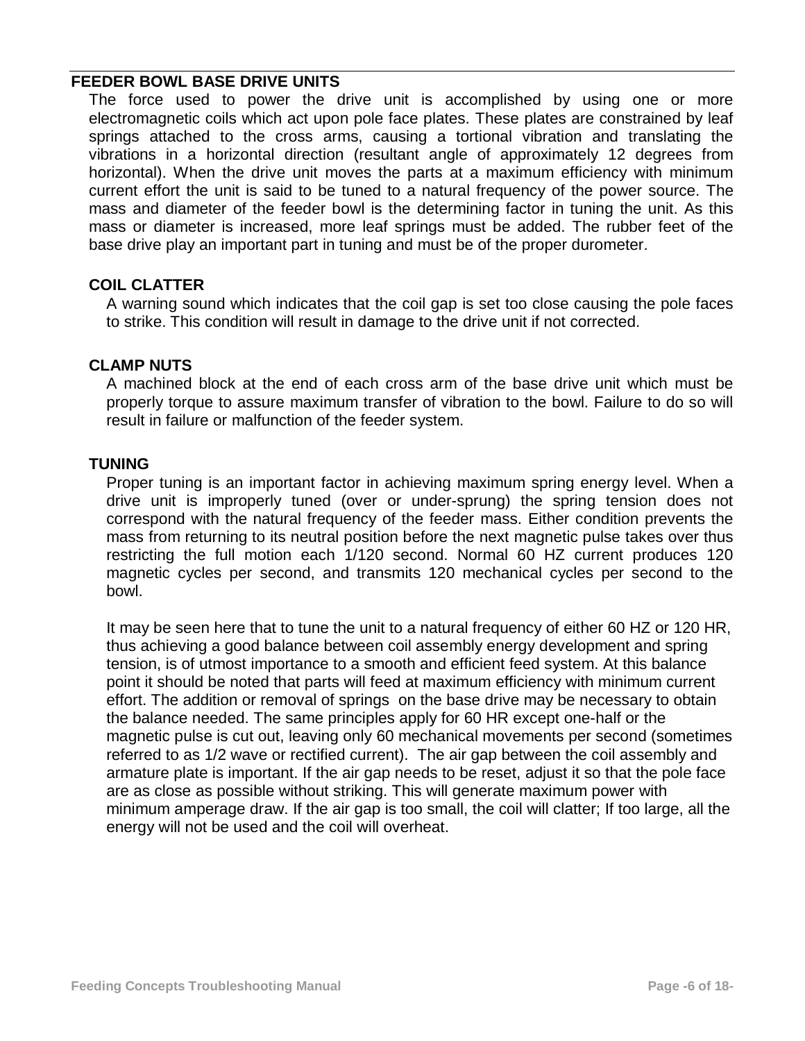## FEEDER BOWL BASE DRIVE UNITS

The force used to power the drive unit is accomplished by using one or more electromagnetic coils which act upon pole face plates. These plates are constrained by leaf springs attached to the cross arms, causing a tortional vibration and translating the vibrations in a horizontal direction (resultant angle of approximately 12 degrees from horizontal). When the drive unit moves the parts at a maximum efficiency with minimum current effort the unit is said to be tuned to a natural frequency of the power source. The mass and diameter of the feeder bowl is the determining factor in tuning the unit. As this mass or diameter is increased, more leaf springs must be added. The rubber feet of the base drive play an important part in tuning and must be of the proper durometer.

### COIL CLATTER

A warning sound which indicates that the coil gap is set too close causing the pole faces to strike. This condition will result in damage to the drive unit if not corrected.

### CLAMP NUTS

A machined block at the end of each cross arm of the base drive unit which must be properly torque to assure maximum transfer of vibration to the bowl. Failure to do so will result in failure or malfunction of the feeder system.

### TUNING

Proper tuning is an important factor in achieving maximum spring energy level. When a drive unit is improperly tuned (over or under-sprung) the spring tension does not correspond with the natural frequency of the feeder mass. Either condition prevents the mass from returning to its neutral position before the next magnetic pulse takes over thus restricting the full motion each 1/120 second. Normal 60 HZ current produces 120 magnetic cycles per second, and transmits 120 mechanical cycles per second to the bowl.

It may be seen here that to tune the unit to a natural frequency of either 60 HZ or 120 HR, thus achieving a good balance between coil assembly energy development and spring tension, is of utmost importance to a smooth and efficient feed system. At this balance point it should be noted that parts will feed at maximum efficiency with minimum current effort. The addition or removal of springs on the base drive may be necessary to obtain the balance needed. The same principles apply for 60 HR except one-half or the magnetic pulse is cut out, leaving only 60 mechanical movements per second (sometimes referred to as 1/2 wave or rectified current). The air gap between the coil assembly and armature plate is important. If the air gap needs to be reset, adjust it so that the pole face are as close as possible without striking. This will generate maximum power with minimum amperage draw. If the air gap is too small, the coil will clatter; If too large, all the energy will not be used and the coil will overheat.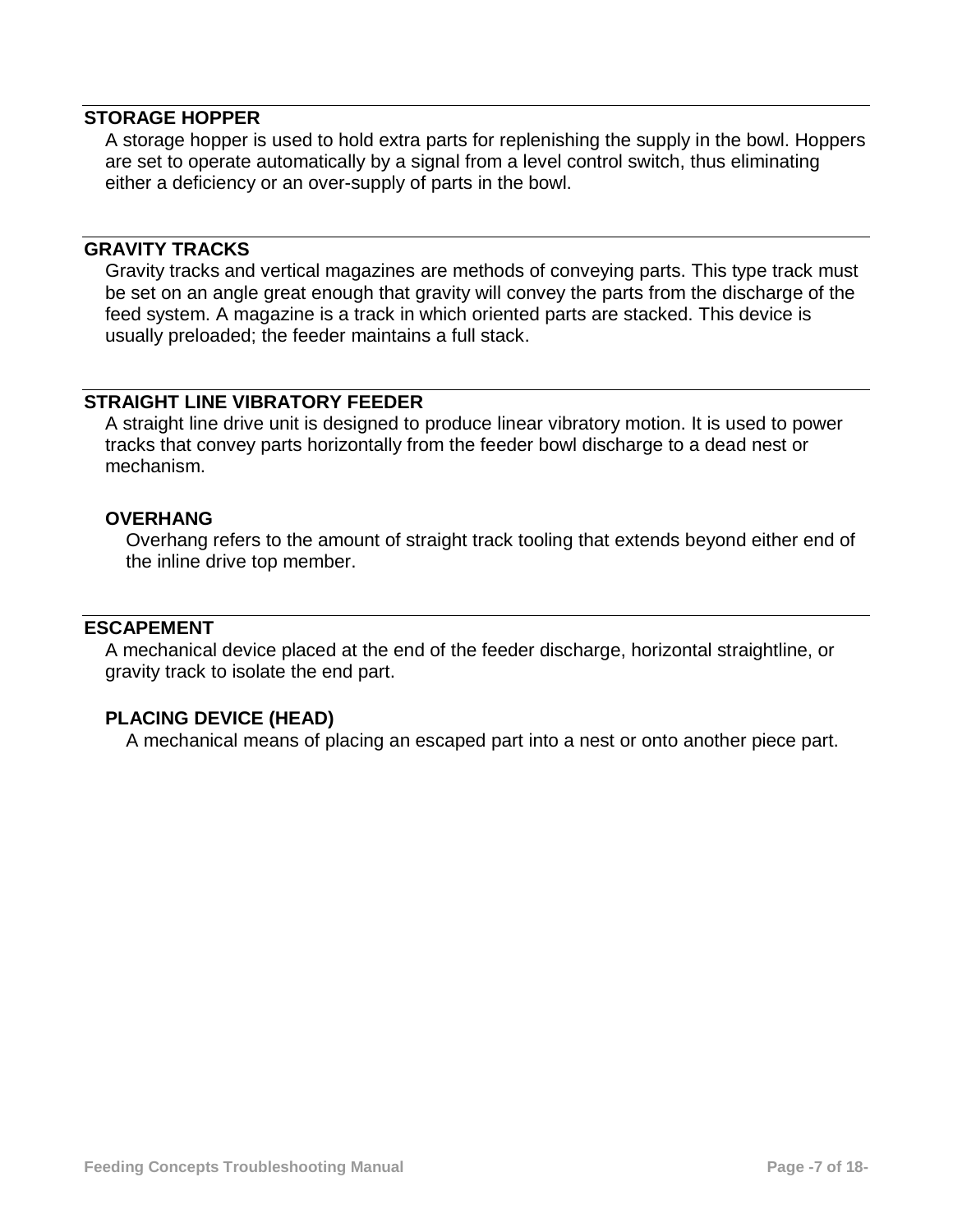## STORAGE HOPPER

A storage hopper is used to hold extra parts for replenishing the supply in the bowl. Hoppers are set to operate automatically by a signal from a level control switch, thus eliminating either a deficiency or an over-supply of parts in the bowl.

## GRAVITY TRACKS

Gravity tracks and vertical magazines are methods of conveying parts. This type track must be set on an angle great enough that gravity will convey the parts from the discharge of the feed system. A magazine is a track in which oriented parts are stacked. This device is usually preloaded; the feeder maintains a full stack.

## STRAIGHT LINE VIBRATORY FEEDER

A straight line drive unit is designed to produce linear vibratory motion. It is used to power tracks that convey parts horizontally from the feeder bowl discharge to a dead nest or mechanism.

### OVERHANG

Overhang refers to the amount of straight track tooling that extends beyond either end of the inline drive top member.

## ESCAPEMENT

A mechanical device placed at the end of the feeder discharge, horizontal straightline, or gravity track to isolate the end part.

### PLACING DEVICE (HEAD)

A mechanical means of placing an escaped part into a nest or onto another piece part.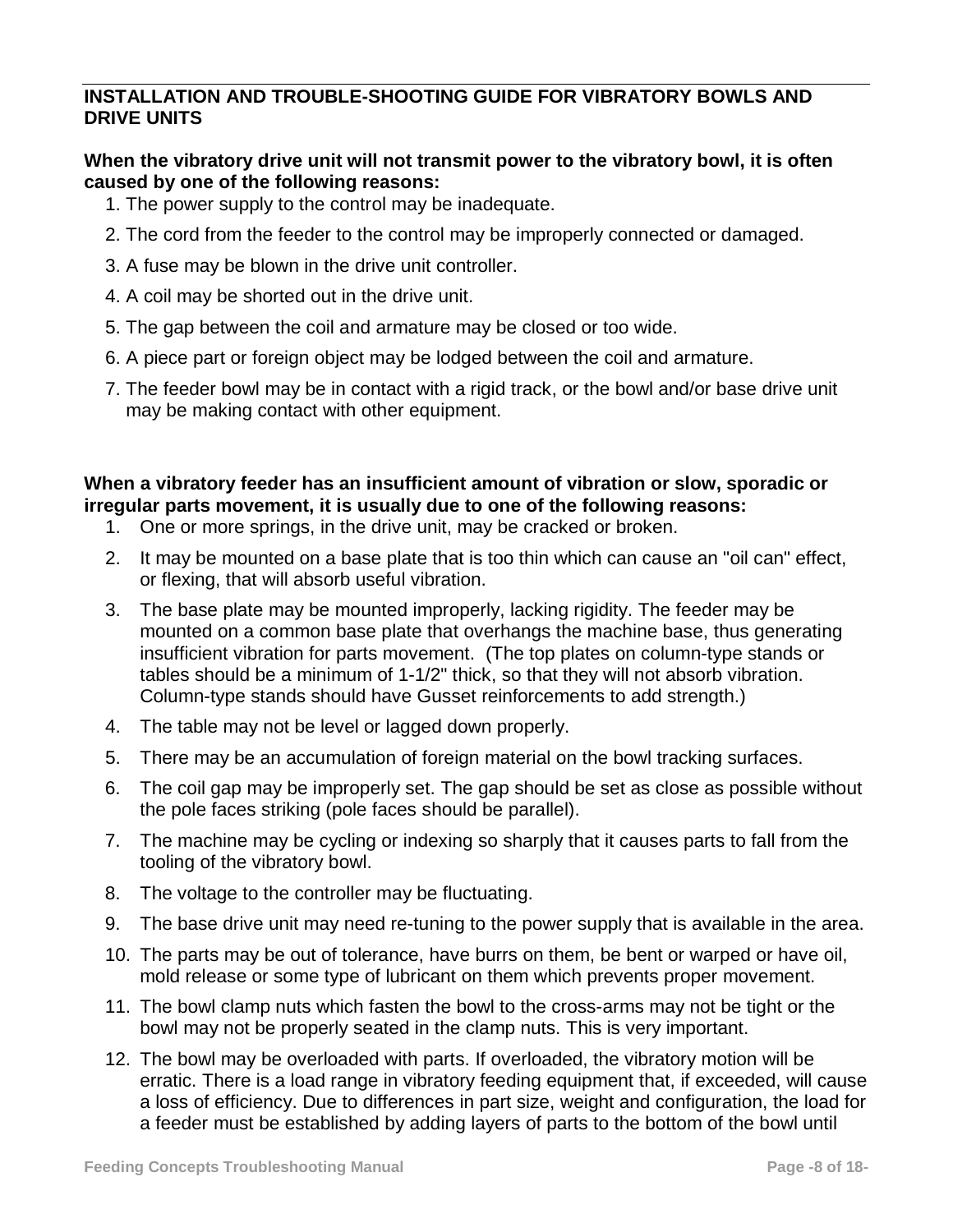## INSTALLATION AND TROUBLE-SHOOTING GUIDE FOR VIBRATORY BOWLS AND DRIVE UNITS

**When the vibratory drive unit will not transmit power to the vibratory bowl, it is often caused by one of the following reasons:**

1. The power supply to the control may be inadequate.
2. The cord from the feeder to the control may be improperly connected or damaged.
3. A fuse may be blown in the drive unit controller.
4. A coil may be shorted out in the drive unit.
5. The gap between the coil and armature may be closed or too wide.
6. A piece part or foreign object may be lodged between the coil and armature.
7. The feeder bowl may be in contact with a rigid track, or the bowl and/or base drive unit may be making contact with other equipment.

**When a vibratory feeder has an insufficient amount of vibration or slow, sporadic or irregular parts movement, it is usually due to one of the following reasons:**

1. One or more springs, in the drive unit, may be cracked or broken.
2. It may be mounted on a base plate that is too thin which can cause an "oil can" effect, or flexing, that will absorb useful vibration.
3. The base plate may be mounted improperly, lacking rigidity. The feeder may be mounted on a common base plate that overhangs the machine base, thus generating insufficient vibration for parts movement. (The top plates on column-type stands or tables should be a minimum of 1-1/2" thick, so that they will not absorb vibration. Column-type stands should have Gusset reinforcements to add strength.)
4. The table may not be level or lagged down properly.
5. There may be an accumulation of foreign material on the bowl tracking surfaces.
6. The coil gap may be improperly set. The gap should be set as close as possible without the pole faces striking (pole faces should be parallel).
7. The machine may be cycling or indexing so sharply that it causes parts to fall from the tooling of the vibratory bowl.
8. The voltage to the controller may be fluctuating.
9. The base drive unit may need re-tuning to the power supply that is available in the area.
10. The parts may be out of tolerance, have burrs on them, be bent or warped or have oil, mold release or some type of lubricant on them which prevents proper movement.
11. The bowl clamp nuts which fasten the bowl to the cross-arms may not be tight or the bowl may not be properly seated in the clamp nuts. This is very important.
12. The bowl may be overloaded with parts. If overloaded, the vibratory motion will be erratic. There is a load range in vibratory feeding equipment that, if exceeded, will cause a loss of efficiency. Due to differences in part size, weight and configuration, the load for a feeder must be established by adding layers of parts to the bottom of the bowl until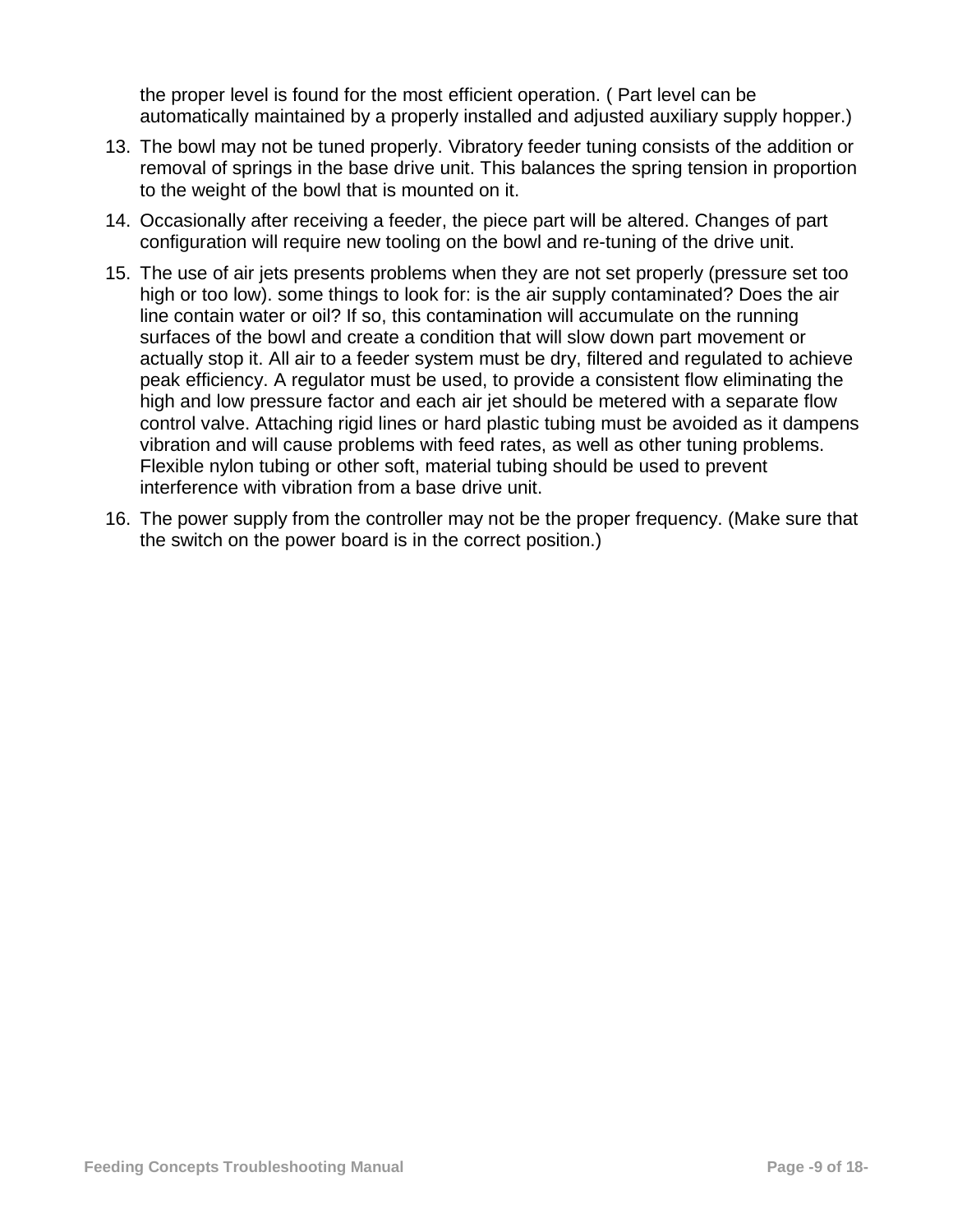the proper level is found for the most efficient operation. ( Part level can be automatically maintained by a properly installed and adjusted auxiliary supply hopper.)

13. The bowl may not be tuned properly. Vibratory feeder tuning consists of the addition or removal of springs in the base drive unit. This balances the spring tension in proportion to the weight of the bowl that is mounted on it.
14. Occasionally after receiving a feeder, the piece part will be altered. Changes of part configuration will require new tooling on the bowl and re-tuning of the drive unit.
15. The use of air jets presents problems when they are not set properly (pressure set too high or too low). some things to look for: is the air supply contaminated? Does the air line contain water or oil? If so, this contamination will accumulate on the running surfaces of the bowl and create a condition that will slow down part movement or actually stop it. All air to a feeder system must be dry, filtered and regulated to achieve peak efficiency. A regulator must be used, to provide a consistent flow eliminating the high and low pressure factor and each air jet should be metered with a separate flow control valve. Attaching rigid lines or hard plastic tubing must be avoided as it dampens vibration and will cause problems with feed rates, as well as other tuning problems. Flexible nylon tubing or other soft, material tubing should be used to prevent interference with vibration from a base drive unit.
16. The power supply from the controller may not be the proper frequency. (Make sure that the switch on the power board is in the correct position.)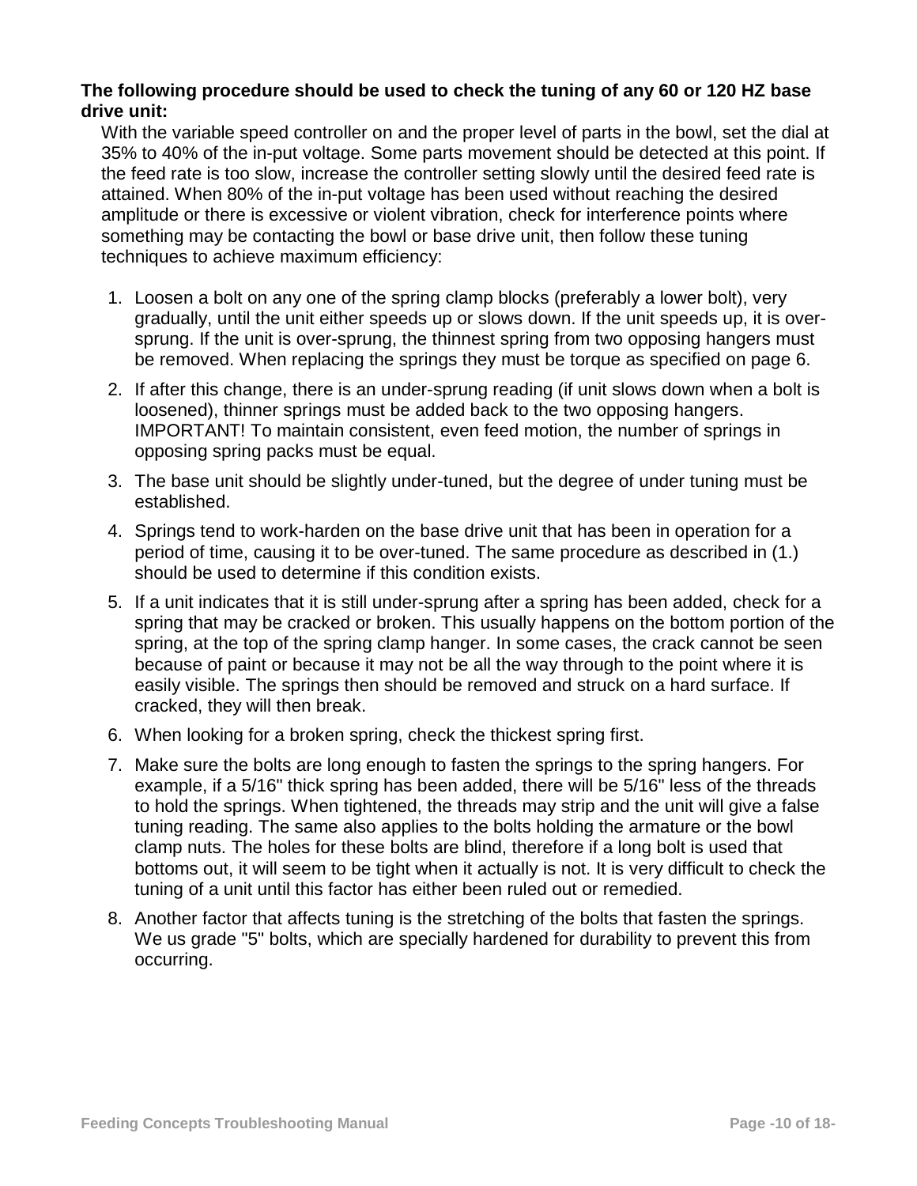**The following procedure should be used to check the tuning of any 60 or 120 HZ base drive unit:**

With the variable speed controller on and the proper level of parts in the bowl, set the dial at 35% to 40% of the in-put voltage. Some parts movement should be detected at this point. If the feed rate is too slow, increase the controller setting slowly until the desired feed rate is attained. When 80% of the in-put voltage has been used without reaching the desired amplitude or there is excessive or violent vibration, check for interference points where something may be contacting the bowl or base drive unit, then follow these tuning techniques to achieve maximum efficiency:

1. Loosen a bolt on any one of the spring clamp blocks (preferably a lower bolt), very gradually, until the unit either speeds up or slows down. If the unit speeds up, it is over-sprung. If the unit is over-sprung, the thinnest spring from two opposing hangers must be removed. When replacing the springs they must be torque as specified on page 6.
2. If after this change, there is an under-sprung reading (if unit slows down when a bolt is loosened), thinner springs must be added back to the two opposing hangers. IMPORTANT! To maintain consistent, even feed motion, the number of springs in opposing spring packs must be equal.
3. The base unit should be slightly under-tuned, but the degree of under tuning must be established.
4. Springs tend to work-harden on the base drive unit that has been in operation for a period of time, causing it to be over-tuned. The same procedure as described in (1.) should be used to determine if this condition exists.
5. If a unit indicates that it is still under-sprung after a spring has been added, check for a spring that may be cracked or broken. This usually happens on the bottom portion of the spring, at the top of the spring clamp hanger. In some cases, the crack cannot be seen because of paint or because it may not be all the way through to the point where it is easily visible. The springs then should be removed and struck on a hard surface. If cracked, they will then break.
6. When looking for a broken spring, check the thickest spring first.
7. Make sure the bolts are long enough to fasten the springs to the spring hangers. For example, if a 5/16" thick spring has been added, there will be 5/16" less of the threads to hold the springs. When tightened, the threads may strip and the unit will give a false tuning reading. The same also applies to the bolts holding the armature or the bowl clamp nuts. The holes for these bolts are blind, therefore if a long bolt is used that bottoms out, it will seem to be tight when it actually is not. It is very difficult to check the tuning of a unit until this factor has either been ruled out or remedied.
8. Another factor that affects tuning is the stretching of the bolts that fasten the springs. We us grade "5" bolts, which are specially hardened for durability to prevent this from occurring.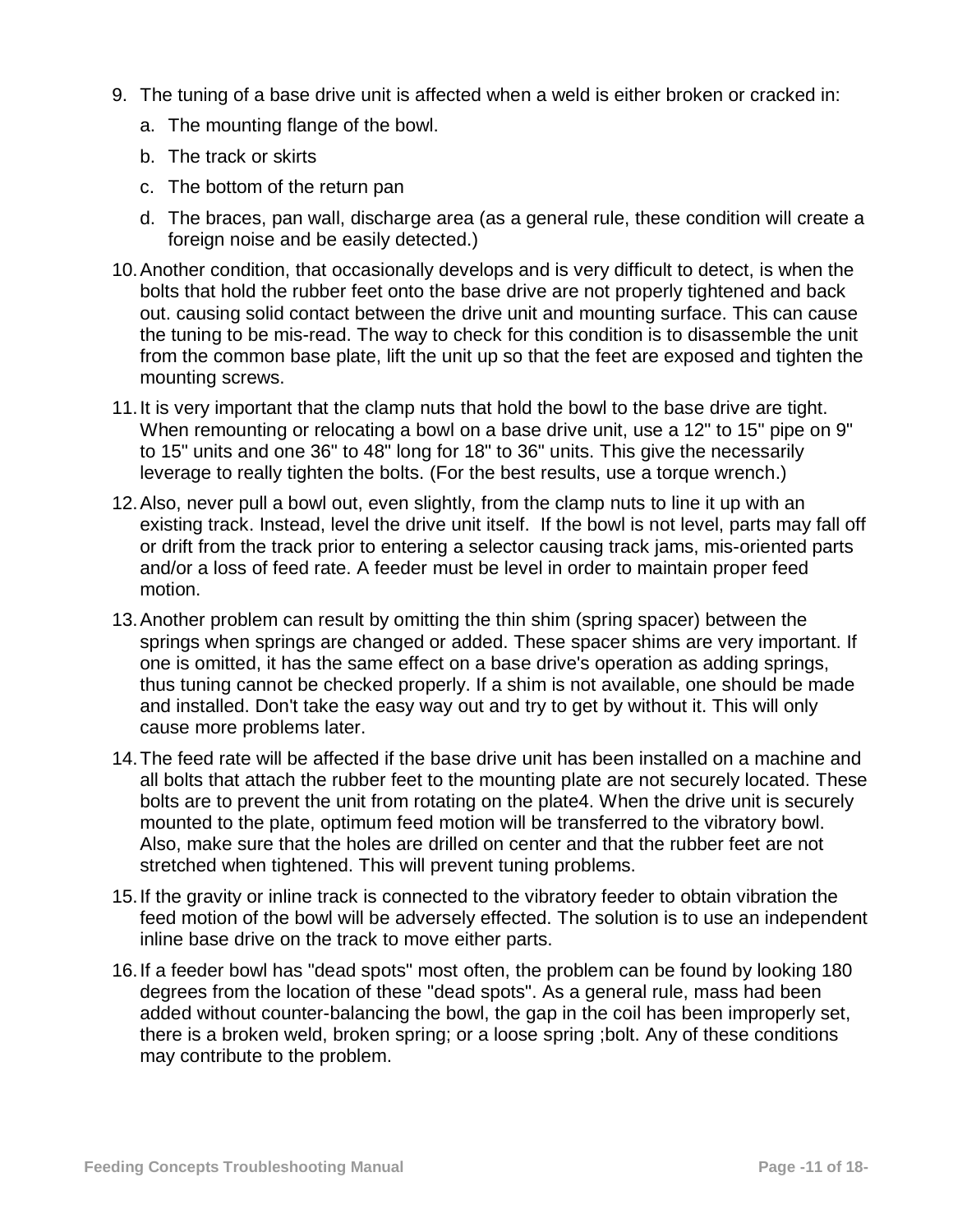9. The tuning of a base drive unit is affected when a weld is either broken or cracked in:
   a. The mounting flange of the bowl.
   b. The track or skirts
   c. The bottom of the return pan
   d. The braces, pan wall, discharge area (as a general rule, these condition will create a foreign noise and be easily detected.)
10. Another condition, that occasionally develops and is very difficult to detect, is when the bolts that hold the rubber feet onto the base drive are not properly tightened and back out. causing solid contact between the drive unit and mounting surface. This can cause the tuning to be mis-read. The way to check for this condition is to disassemble the unit from the common base plate, lift the unit up so that the feet are exposed and tighten the mounting screws.
11. It is very important that the clamp nuts that hold the bowl to the base drive are tight. When remounting or relocating a bowl on a base drive unit, use a 12" to 15" pipe on 9" to 15" units and one 36" to 48" long for 18" to 36" units. This give the necessarily leverage to really tighten the bolts. (For the best results, use a torque wrench.)
12. Also, never pull a bowl out, even slightly, from the clamp nuts to line it up with an existing track. Instead, level the drive unit itself. If the bowl is not level, parts may fall off or drift from the track prior to entering a selector causing track jams, mis-oriented parts and/or a loss of feed rate. A feeder must be level in order to maintain proper feed motion.
13. Another problem can result by omitting the thin shim (spring spacer) between the springs when springs are changed or added. These spacer shims are very important. If one is omitted, it has the same effect on a base drive's operation as adding springs, thus tuning cannot be checked properly. If a shim is not available, one should be made and installed. Don't take the easy way out and try to get by without it. This will only cause more problems later.
14. The feed rate will be affected if the base drive unit has been installed on a machine and all bolts that attach the rubber feet to the mounting plate are not securely located. These bolts are to prevent the unit from rotating on the plate4. When the drive unit is securely mounted to the plate, optimum feed motion will be transferred to the vibratory bowl. Also, make sure that the holes are drilled on center and that the rubber feet are not stretched when tightened. This will prevent tuning problems.
15. If the gravity or inline track is connected to the vibratory feeder to obtain vibration the feed motion of the bowl will be adversely effected. The solution is to use an independent inline base drive on the track to move either parts.
16. If a feeder bowl has "dead spots" most often, the problem can be found by looking 180 degrees from the location of these "dead spots". As a general rule, mass had been added without counter-balancing the bowl, the gap in the coil has been improperly set, there is a broken weld, broken spring; or a loose spring ;bolt. Any of these conditions may contribute to the problem.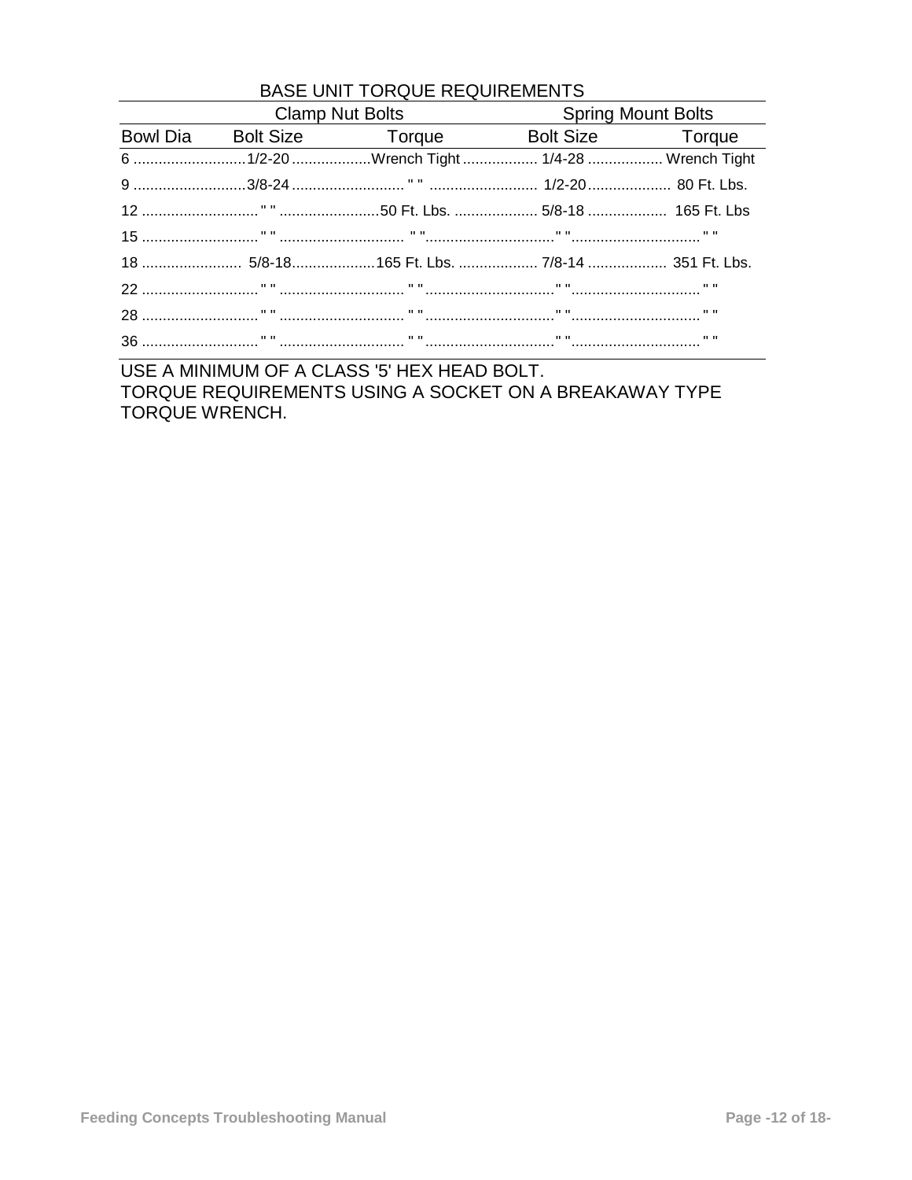## BASE UNIT TORQUE REQUIREMENTS

| | Clamp Nut Bolts | | Spring Mount Bolts | |
|---|---|---|---|---|
| Bowl Dia | Bolt Size | Torque | Bolt Size | Torque |
| 6 | 1/2-20 | Wrench Tight | 1/4-28 | Wrench Tight |
| 9 | 3/8-24 | " " | 1/2-20 | 80 Ft. Lbs. |
| 12 | " " | 50 Ft. Lbs. | 5/8-18 | 165 Ft. Lbs |
| 15 | " " | " " | " " | " " |
| 18 | 5/8-18 | 165 Ft. Lbs. | 7/8-14 | 351 Ft. Lbs. |
| 22 | " " | " " | " " | " " |
| 28 | " " | " " | " " | " " |
| 36 | " " | " " | " " | " " |

USE A MINIMUM OF A CLASS '5' HEX HEAD BOLT.
TORQUE REQUIREMENTS USING A SOCKET ON A BREAKAWAY TYPE TORQUE WRENCH.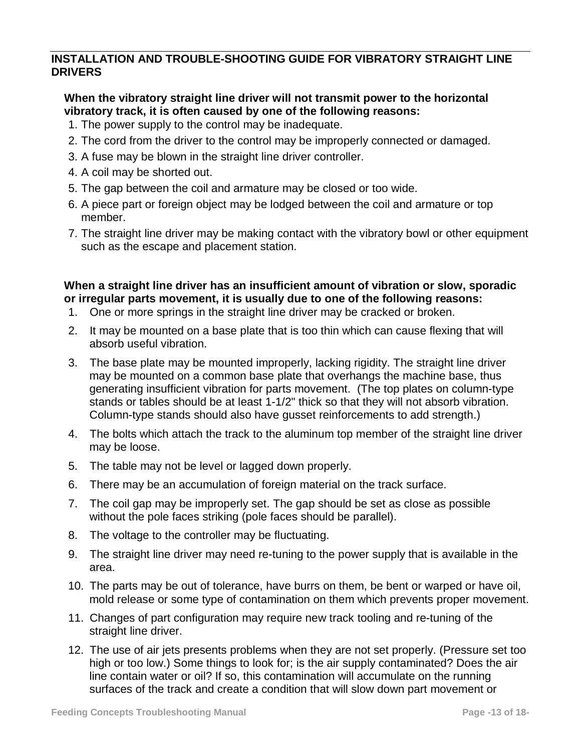## INSTALLATION AND TROUBLE-SHOOTING GUIDE FOR VIBRATORY STRAIGHT LINE DRIVERS

**When the vibratory straight line driver will not transmit power to the horizontal vibratory track, it is often caused by one of the following reasons:**

1. The power supply to the control may be inadequate.
2. The cord from the driver to the control may be improperly connected or damaged.
3. A fuse may be blown in the straight line driver controller.
4. A coil may be shorted out.
5. The gap between the coil and armature may be closed or too wide.
6. A piece part or foreign object may be lodged between the coil and armature or top member.
7. The straight line driver may be making contact with the vibratory bowl or other equipment such as the escape and placement station.

**When a straight line driver has an insufficient amount of vibration or slow, sporadic or irregular parts movement, it is usually due to one of the following reasons:**

1. One or more springs in the straight line driver may be cracked or broken.
2. It may be mounted on a base plate that is too thin which can cause flexing that will absorb useful vibration.
3. The base plate may be mounted improperly, lacking rigidity. The straight line driver may be mounted on a common base plate that overhangs the machine base, thus generating insufficient vibration for parts movement. (The top plates on column-type stands or tables should be at least 1-1/2" thick so that they will not absorb vibration. Column-type stands should also have gusset reinforcements to add strength.)
4. The bolts which attach the track to the aluminum top member of the straight line driver may be loose.
5. The table may not be level or lagged down properly.
6. There may be an accumulation of foreign material on the track surface.
7. The coil gap may be improperly set. The gap should be set as close as possible without the pole faces striking (pole faces should be parallel).
8. The voltage to the controller may be fluctuating.
9. The straight line driver may need re-tuning to the power supply that is available in the area.
10. The parts may be out of tolerance, have burrs on them, be bent or warped or have oil, mold release or some type of contamination on them which prevents proper movement.
11. Changes of part configuration may require new track tooling and re-tuning of the straight line driver.
12. The use of air jets presents problems when they are not set properly. (Pressure set too high or too low.) Some things to look for; is the air supply contaminated? Does the air line contain water or oil? If so, this contamination will accumulate on the running surfaces of the track and create a condition that will slow down part movement or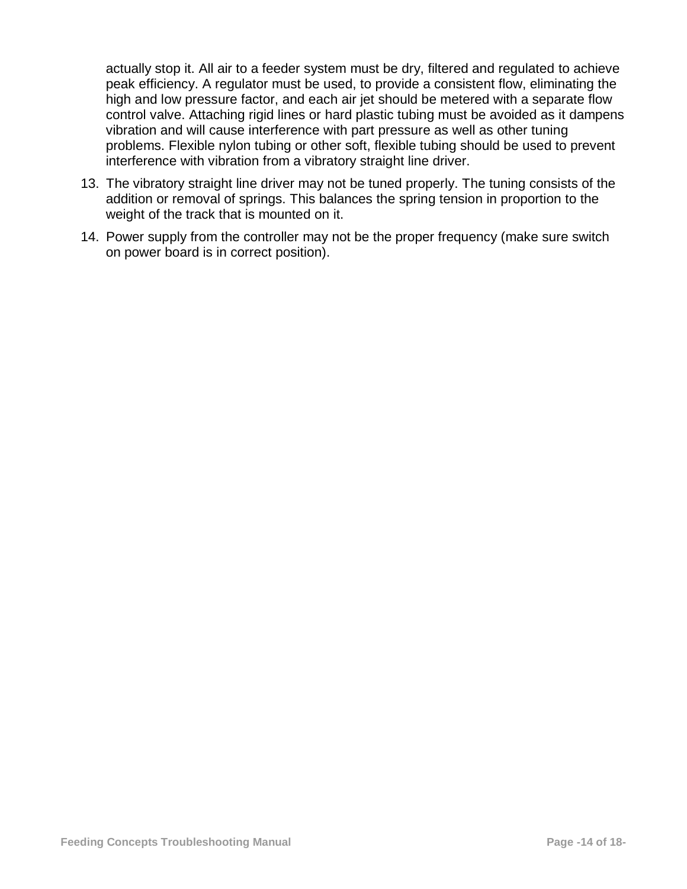actually stop it. All air to a feeder system must be dry, filtered and regulated to achieve peak efficiency. A regulator must be used, to provide a consistent flow, eliminating the high and low pressure factor, and each air jet should be metered with a separate flow control valve. Attaching rigid lines or hard plastic tubing must be avoided as it dampens vibration and will cause interference with part pressure as well as other tuning problems. Flexible nylon tubing or other soft, flexible tubing should be used to prevent interference with vibration from a vibratory straight line driver.

13. The vibratory straight line driver may not be tuned properly. The tuning consists of the addition or removal of springs. This balances the spring tension in proportion to the weight of the track that is mounted on it.
14. Power supply from the controller may not be the proper frequency (make sure switch on power board is in correct position).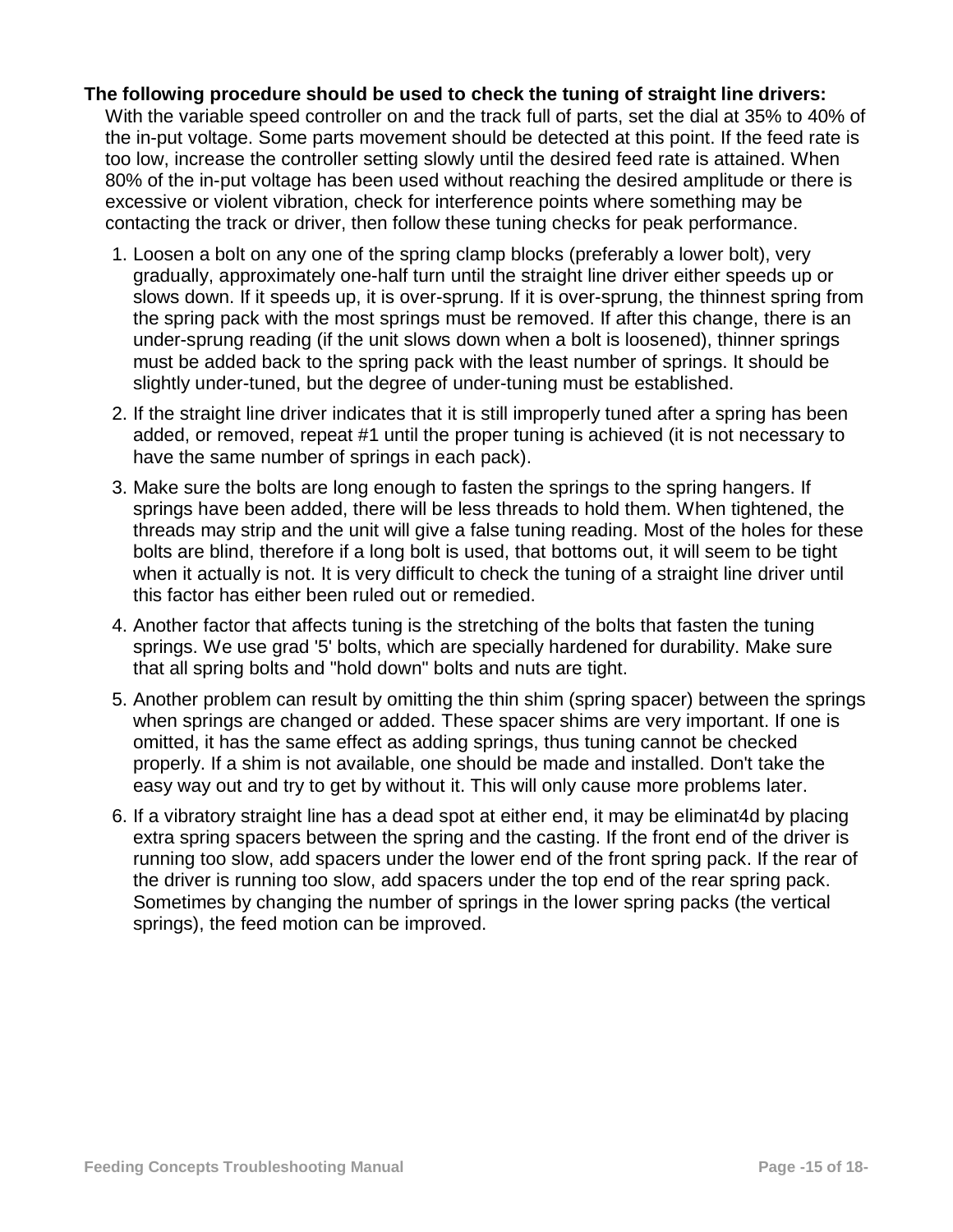**The following procedure should be used to check the tuning of straight line drivers:**

With the variable speed controller on and the track full of parts, set the dial at 35% to 40% of the in-put voltage. Some parts movement should be detected at this point. If the feed rate is too low, increase the controller setting slowly until the desired feed rate is attained. When 80% of the in-put voltage has been used without reaching the desired amplitude or there is excessive or violent vibration, check for interference points where something may be contacting the track or driver, then follow these tuning checks for peak performance.

1. Loosen a bolt on any one of the spring clamp blocks (preferably a lower bolt), very gradually, approximately one-half turn until the straight line driver either speeds up or slows down. If it speeds up, it is over-sprung. If it is over-sprung, the thinnest spring from the spring pack with the most springs must be removed. If after this change, there is an under-sprung reading (if the unit slows down when a bolt is loosened), thinner springs must be added back to the spring pack with the least number of springs. It should be slightly under-tuned, but the degree of under-tuning must be established.
2. If the straight line driver indicates that it is still improperly tuned after a spring has been added, or removed, repeat #1 until the proper tuning is achieved (it is not necessary to have the same number of springs in each pack).
3. Make sure the bolts are long enough to fasten the springs to the spring hangers. If springs have been added, there will be less threads to hold them. When tightened, the threads may strip and the unit will give a false tuning reading. Most of the holes for these bolts are blind, therefore if a long bolt is used, that bottoms out, it will seem to be tight when it actually is not. It is very difficult to check the tuning of a straight line driver until this factor has either been ruled out or remedied.
4. Another factor that affects tuning is the stretching of the bolts that fasten the tuning springs. We use grad '5' bolts, which are specially hardened for durability. Make sure that all spring bolts and "hold down" bolts and nuts are tight.
5. Another problem can result by omitting the thin shim (spring spacer) between the springs when springs are changed or added. These spacer shims are very important. If one is omitted, it has the same effect as adding springs, thus tuning cannot be checked properly. If a shim is not available, one should be made and installed. Don't take the easy way out and try to get by without it. This will only cause more problems later.
6. If a vibratory straight line has a dead spot at either end, it may be eliminat4d by placing extra spring spacers between the spring and the casting. If the front end of the driver is running too slow, add spacers under the lower end of the front spring pack. If the rear of the driver is running too slow, add spacers under the top end of the rear spring pack. Sometimes by changing the number of springs in the lower spring packs (the vertical springs), the feed motion can be improved.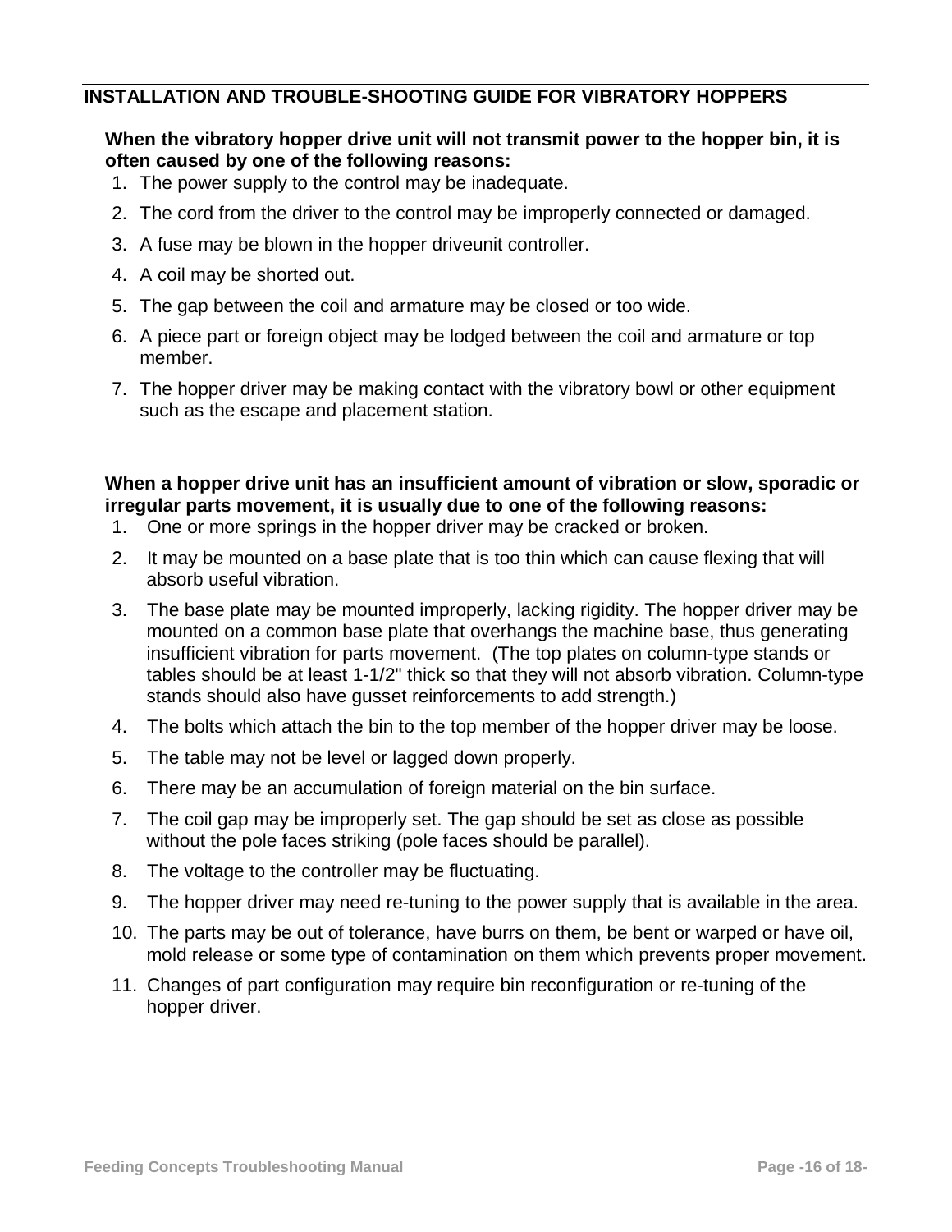## INSTALLATION AND TROUBLE-SHOOTING GUIDE FOR VIBRATORY HOPPERS

**When the vibratory hopper drive unit will not transmit power to the hopper bin, it is often caused by one of the following reasons:**

1. The power supply to the control may be inadequate.
2. The cord from the driver to the control may be improperly connected or damaged.
3. A fuse may be blown in the hopper driveunit controller.
4. A coil may be shorted out.
5. The gap between the coil and armature may be closed or too wide.
6. A piece part or foreign object may be lodged between the coil and armature or top member.
7. The hopper driver may be making contact with the vibratory bowl or other equipment such as the escape and placement station.

**When a hopper drive unit has an insufficient amount of vibration or slow, sporadic or irregular parts movement, it is usually due to one of the following reasons:**

1. One or more springs in the hopper driver may be cracked or broken.
2. It may be mounted on a base plate that is too thin which can cause flexing that will absorb useful vibration.
3. The base plate may be mounted improperly, lacking rigidity. The hopper driver may be mounted on a common base plate that overhangs the machine base, thus generating insufficient vibration for parts movement. (The top plates on column-type stands or tables should be at least 1-1/2" thick so that they will not absorb vibration. Column-type stands should also have gusset reinforcements to add strength.)
4. The bolts which attach the bin to the top member of the hopper driver may be loose.
5. The table may not be level or lagged down properly.
6. There may be an accumulation of foreign material on the bin surface.
7. The coil gap may be improperly set. The gap should be set as close as possible without the pole faces striking (pole faces should be parallel).
8. The voltage to the controller may be fluctuating.
9. The hopper driver may need re-tuning to the power supply that is available in the area.
10. The parts may be out of tolerance, have burrs on them, be bent or warped or have oil, mold release or some type of contamination on them which prevents proper movement.
11. Changes of part configuration may require bin reconfiguration or re-tuning of the hopper driver.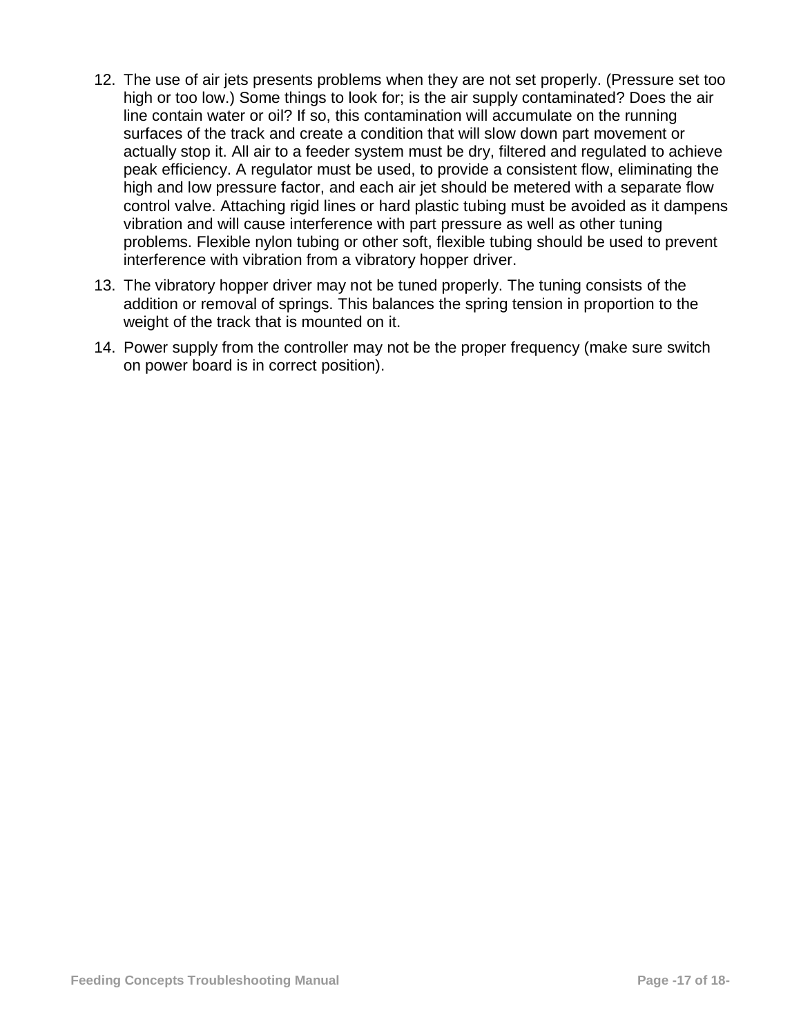12. The use of air jets presents problems when they are not set properly. (Pressure set too high or too low.) Some things to look for; is the air supply contaminated? Does the air line contain water or oil? If so, this contamination will accumulate on the running surfaces of the track and create a condition that will slow down part movement or actually stop it. All air to a feeder system must be dry, filtered and regulated to achieve peak efficiency. A regulator must be used, to provide a consistent flow, eliminating the high and low pressure factor, and each air jet should be metered with a separate flow control valve. Attaching rigid lines or hard plastic tubing must be avoided as it dampens vibration and will cause interference with part pressure as well as other tuning problems. Flexible nylon tubing or other soft, flexible tubing should be used to prevent interference with vibration from a vibratory hopper driver.

13. The vibratory hopper driver may not be tuned properly. The tuning consists of the addition or removal of springs. This balances the spring tension in proportion to the weight of the track that is mounted on it.

14. Power supply from the controller may not be the proper frequency (make sure switch on power board is in correct position).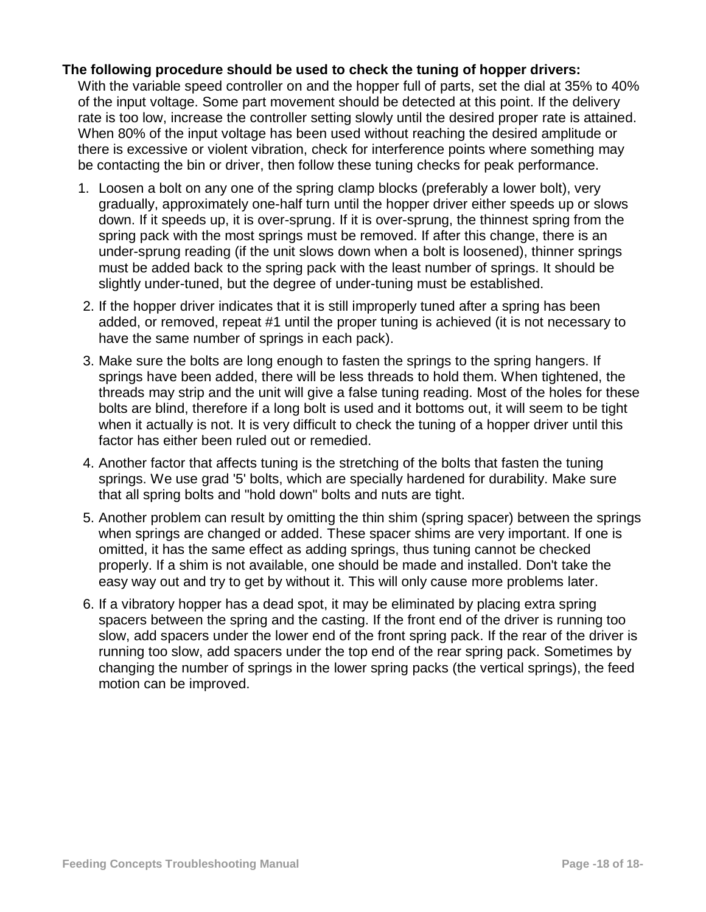**The following procedure should be used to check the tuning of hopper drivers:**

With the variable speed controller on and the hopper full of parts, set the dial at 35% to 40% of the input voltage. Some part movement should be detected at this point. If the delivery rate is too low, increase the controller setting slowly until the desired proper rate is attained. When 80% of the input voltage has been used without reaching the desired amplitude or there is excessive or violent vibration, check for interference points where something may be contacting the bin or driver, then follow these tuning checks for peak performance.

1. Loosen a bolt on any one of the spring clamp blocks (preferably a lower bolt), very gradually, approximately one-half turn until the hopper driver either speeds up or slows down. If it speeds up, it is over-sprung. If it is over-sprung, the thinnest spring from the spring pack with the most springs must be removed. If after this change, there is an under-sprung reading (if the unit slows down when a bolt is loosened), thinner springs must be added back to the spring pack with the least number of springs. It should be slightly under-tuned, but the degree of under-tuning must be established.
2. If the hopper driver indicates that it is still improperly tuned after a spring has been added, or removed, repeat #1 until the proper tuning is achieved (it is not necessary to have the same number of springs in each pack).
3. Make sure the bolts are long enough to fasten the springs to the spring hangers. If springs have been added, there will be less threads to hold them. When tightened, the threads may strip and the unit will give a false tuning reading. Most of the holes for these bolts are blind, therefore if a long bolt is used and it bottoms out, it will seem to be tight when it actually is not. It is very difficult to check the tuning of a hopper driver until this factor has either been ruled out or remedied.
4. Another factor that affects tuning is the stretching of the bolts that fasten the tuning springs. We use grad '5' bolts, which are specially hardened for durability. Make sure that all spring bolts and "hold down" bolts and nuts are tight.
5. Another problem can result by omitting the thin shim (spring spacer) between the springs when springs are changed or added. These spacer shims are very important. If one is omitted, it has the same effect as adding springs, thus tuning cannot be checked properly. If a shim is not available, one should be made and installed. Don't take the easy way out and try to get by without it. This will only cause more problems later.
6. If a vibratory hopper has a dead spot, it may be eliminated by placing extra spring spacers between the spring and the casting. If the front end of the driver is running too slow, add spacers under the lower end of the front spring pack. If the rear of the driver is running too slow, add spacers under the top end of the rear spring pack. Sometimes by changing the number of springs in the lower spring packs (the vertical springs), the feed motion can be improved.